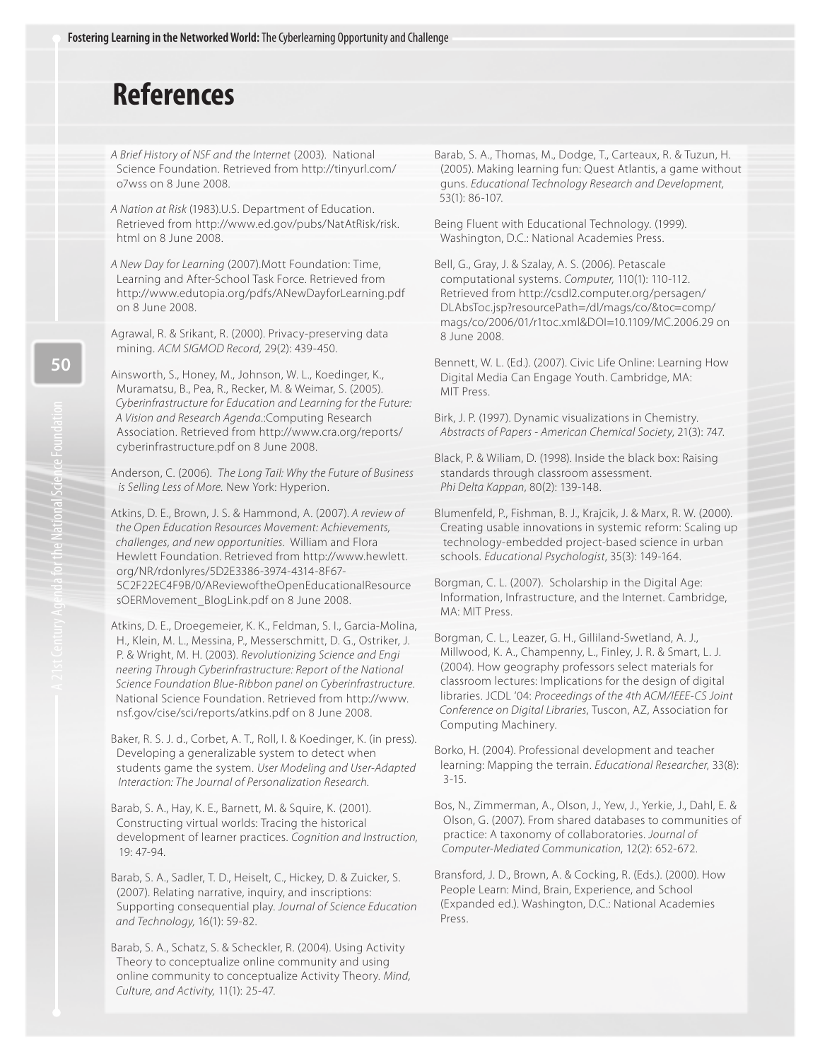# References

*A Brief History of NSF and the Internet* (2003). National Science Foundation. Retrieved from http://tinyurl.com/o7wss on 8 June 2008.

*A Nation at Risk* (1983).U.S. Department of Education. Retrieved from http://www.ed.gov/pubs/NatAtRisk/risk.html on 8 June 2008.

*A New Day for Learning* (2007).Mott Foundation: Time, Learning and After-School Task Force. Retrieved from http://www.edutopia.org/pdfs/ANewDayforLearning.pdf on 8 June 2008.

Agrawal, R. & Srikant, R. (2000). Privacy-preserving data mining. *ACM SIGMOD Record*, 29(2): 439-450.

Ainsworth, S., Honey, M., Johnson, W. L., Koedinger, K., Muramatsu, B., Pea, R., Recker, M. & Weimar, S. (2005). *Cyberinfrastructure for Education and Learning for the Future: A Vision and Research Agenda.*:Computing Research Association. Retrieved from http://www.cra.org/reports/cyberinfrastructure.pdf on 8 June 2008.

Anderson, C. (2006). *The Long Tail: Why the Future of Business is Selling Less of More.* New York: Hyperion.

Atkins, D. E., Brown, J. S. & Hammond, A. (2007). *A review of the Open Education Resources Movement: Achievements, challenges, and new opportunities.* William and Flora Hewlett Foundation. Retrieved from http://www.hewlett.org/NR/rdonlyres/5D2E3386-3974-4314-8F67-5C2F22EC4F9B/0/AReviewoftheOpenEducationalResourcesOERMovement_BlogLink.pdf on 8 June 2008.

Atkins, D. E., Droegemeier, K. K., Feldman, S. I., Garcia-Molina, H., Klein, M. L., Messina, P., Messerschmitt, D. G., Ostriker, J. P. & Wright, M. H. (2003). *Revolutionizing Science and Engineering Through Cyberinfrastructure: Report of the National Science Foundation Blue-Ribbon panel on Cyberinfrastructure.* National Science Foundation. Retrieved from http://www.nsf.gov/cise/sci/reports/atkins.pdf on 8 June 2008.

Baker, R. S. J. d., Corbet, A. T., Roll, I. & Koedinger, K. (in press). Developing a generalizable system to detect when students game the system. *User Modeling and User-Adapted Interaction: The Journal of Personalization Research.*

Barab, S. A., Hay, K. E., Barnett, M. & Squire, K. (2001). Constructing virtual worlds: Tracing the historical development of learner practices. *Cognition and Instruction*, 19: 47-94.

Barab, S. A., Sadler, T. D., Heiselt, C., Hickey, D. & Zuicker, S. (2007). Relating narrative, inquiry, and inscriptions: Supporting consequential play. *Journal of Science Education and Technology*, 16(1): 59-82.

Barab, S. A., Schatz, S. & Scheckler, R. (2004). Using Activity Theory to conceptualize online community and using online community to conceptualize Activity Theory. *Mind, Culture, and Activity*, 11(1): 25-47.

Barab, S. A., Thomas, M., Dodge, T., Carteaux, R. & Tuzun, H. (2005). Making learning fun: Quest Atlantis, a game without guns. *Educational Technology Research and Development*, 53(1): 86-107.

Being Fluent with Educational Technology. (1999). Washington, D.C.: National Academies Press.

Bell, G., Gray, J. & Szalay, A. S. (2006). Petascale computational systems. *Computer*, 110(1): 110-112. Retrieved from http://csdl2.computer.org/persagen/DLAbsToc.jsp?resourcePath=/dl/mags/co/&toc=comp/mags/co/2006/01/r1toc.xml&DOI=10.1109/MC.2006.29 on 8 June 2008.

Bennett, W. L. (Ed.). (2007). Civic Life Online: Learning How Digital Media Can Engage Youth. Cambridge, MA: MIT Press.

Birk, J. P. (1997). Dynamic visualizations in Chemistry. *Abstracts of Papers - American Chemical Society*, 21(3): 747.

Black, P. & Wiliam, D. (1998). Inside the black box: Raising standards through classroom assessment. *Phi Delta Kappan*, 80(2): 139-148.

Blumenfeld, P., Fishman, B. J., Krajcik, J. & Marx, R. W. (2000). Creating usable innovations in systemic reform: Scaling up technology-embedded project-based science in urban schools. *Educational Psychologist*, 35(3): 149-164.

Borgman, C. L. (2007). Scholarship in the Digital Age: Information, Infrastructure, and the Internet. Cambridge, MA: MIT Press.

Borgman, C. L., Leazer, G. H., Gilliland-Swetland, A. J., Millwood, K. A., Champenny, L., Finley, J. R. & Smart, L. J. (2004). How geography professors select materials for classroom lectures: Implications for the design of digital libraries. JCDL '04: *Proceedings of the 4th ACM/IEEE-CS Joint Conference on Digital Libraries*, Tuscon, AZ, Association for Computing Machinery.

Borko, H. (2004). Professional development and teacher learning: Mapping the terrain. *Educational Researcher*, 33(8): 3-15.

Bos, N., Zimmerman, A., Olson, J., Yew, J., Yerkie, J., Dahl, E. & Olson, G. (2007). From shared databases to communities of practice: A taxonomy of collaboratories. *Journal of Computer-Mediated Communication*, 12(2): 652-672.

Bransford, J. D., Brown, A. & Cocking, R. (Eds.). (2000). How People Learn: Mind, Brain, Experience, and School (Expanded ed.). Washington, D.C.: National Academies Press.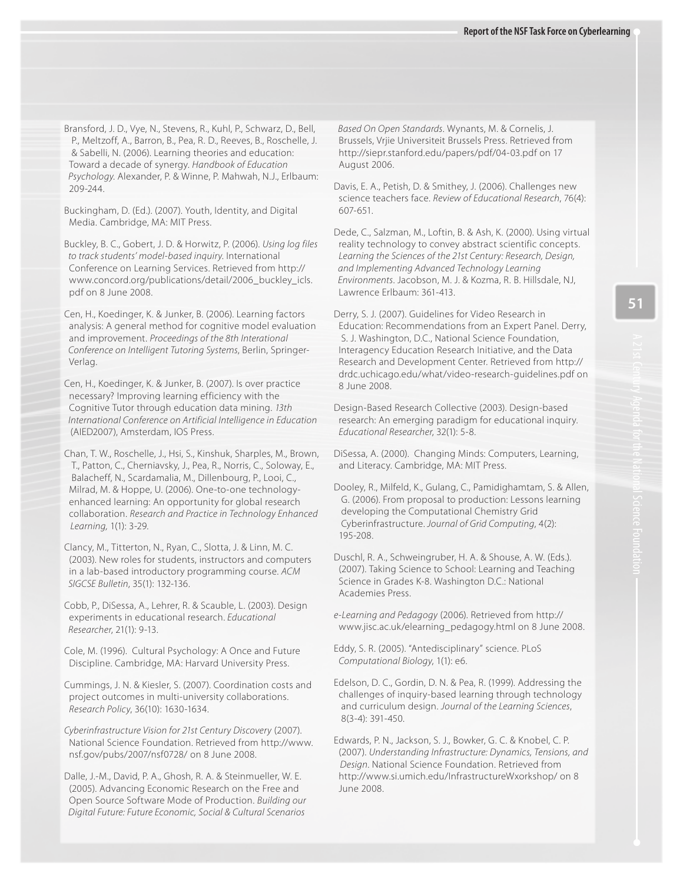Bransford, J. D., Vye, N., Stevens, R., Kuhl, P., Schwarz, D., Bell, P., Meltzoff, A., Barron, B., Pea, R. D., Reeves, B., Roschelle, J. & Sabelli, N. (2006). Learning theories and education: Toward a decade of synergy. *Handbook of Education Psychology*. Alexander, P. & Winne, P. Mahwah, N.J., Erlbaum: 209-244.

Buckingham, D. (Ed.). (2007). Youth, Identity, and Digital Media. Cambridge, MA: MIT Press.

Buckley, B. C., Gobert, J. D. & Horwitz, P. (2006). *Using log files to track students' model-based inquiry*. International Conference on Learning Services. Retrieved from http://www.concord.org/publications/detail/2006_buckley_icls.pdf on 8 June 2008.

Cen, H., Koedinger, K. & Junker, B. (2006). Learning factors analysis: A general method for cognitive model evaluation and improvement. *Proceedings of the 8th Interational Conference on Intelligent Tutoring Systems*, Berlin, Springer-Verlag.

Cen, H., Koedinger, K. & Junker, B. (2007). Is over practice necessary? Improving learning efficiency with the Cognitive Tutor through education data mining. *13th International Conference on Artificial Intelligence in Education* (AIED2007), Amsterdam, IOS Press.

Chan, T. W., Roschelle, J., Hsi, S., Kinshuk, Sharples, M., Brown, T., Patton, C., Cherniavsky, J., Pea, R., Norris, C., Soloway, E., Balacheff, N., Scardamalia, M., Dillenbourg, P., Looi, C., Milrad, M. & Hoppe, U. (2006). One-to-one technology-enhanced learning: An opportunity for global research collaboration. *Research and Practice in Technology Enhanced Learning*, 1(1): 3-29.

Clancy, M., Titterton, N., Ryan, C., Slotta, J. & Linn, M. C. (2003). New roles for students, instructors and computers in a lab-based introductory programming course. *ACM SIGCSE Bulletin*, 35(1): 132-136.

Cobb, P., DiSessa, A., Lehrer, R. & Scauble, L. (2003). Design experiments in educational research. *Educational Researcher*, 21(1): 9-13.

Cole, M. (1996). Cultural Psychology: A Once and Future Discipline. Cambridge, MA: Harvard University Press.

Cummings, J. N. & Kiesler, S. (2007). Coordination costs and project outcomes in multi-university collaborations. *Research Policy*, 36(10): 1630-1634.

*Cyberinfrastructure Vision for 21st Century Discovery* (2007). National Science Foundation. Retrieved from http://www.nsf.gov/pubs/2007/nsf0728/ on 8 June 2008.

Dalle, J.-M., David, P. A., Ghosh, R. A. & Steinmueller, W. E. (2005). Advancing Economic Research on the Free and Open Source Software Mode of Production. *Building our Digital Future: Future Economic, Social & Cultural Scenarios Based On Open Standards*. Wynants, M. & Cornelis, J. Brussels, Vrjie Universiteit Brussels Press. Retrieved from http://siepr.stanford.edu/papers/pdf/04-03.pdf on 17 August 2006.

Davis, E. A., Petish, D. & Smithey, J. (2006). Challenges new science teachers face. *Review of Educational Research*, 76(4): 607-651.

Dede, C., Salzman, M., Loftin, B. & Ash, K. (2000). Using virtual reality technology to convey abstract scientific concepts. *Learning the Sciences of the 21st Century: Research, Design, and Implementing Advanced Technology Learning Environments*. Jacobson, M. J. & Kozma, R. B. Hillsdale, NJ, Lawrence Erlbaum: 361-413.

Derry, S. J. (2007). Guidelines for Video Research in Education: Recommendations from an Expert Panel. Derry, S. J. Washington, D.C., National Science Foundation, Interagency Education Research Initiative, and the Data Research and Development Center. Retrieved from http://drdc.uchicago.edu/what/video-research-guidelines.pdf on 8 June 2008.

Design-Based Research Collective (2003). Design-based research: An emerging paradigm for educational inquiry. *Educational Researcher*, 32(1): 5-8.

DiSessa, A. (2000). Changing Minds: Computers, Learning, and Literacy. Cambridge, MA: MIT Press.

Dooley, R., Milfeld, K., Gulang, C., Pamidighamtam, S. & Allen, G. (2006). From proposal to production: Lessons learning developing the Computational Chemistry Grid Cyberinfrastructure. *Journal of Grid Computing*, 4(2): 195-208.

Duschl, R. A., Schweingruber, H. A. & Shouse, A. W. (Eds.). (2007). Taking Science to School: Learning and Teaching Science in Grades K-8. Washington D.C.: National Academies Press.

*e-Learning and Pedagogy* (2006). Retrieved from http://www.jisc.ac.uk/elearning_pedagogy.html on 8 June 2008.

Eddy, S. R. (2005). "Antedisciplinary" science. PLoS *Computational Biology*, 1(1): e6.

Edelson, D. C., Gordin, D. N. & Pea, R. (1999). Addressing the challenges of inquiry-based learning through technology and curriculum design. *Journal of the Learning Sciences*, 8(3-4): 391-450.

Edwards, P. N., Jackson, S. J., Bowker, G. C. & Knobel, C. P. (2007). *Understanding Infrastructure: Dynamics, Tensions, and Design*. National Science Foundation. Retrieved from http://www.si.umich.edu/InfrastructureWxorkshop/ on 8 June 2008.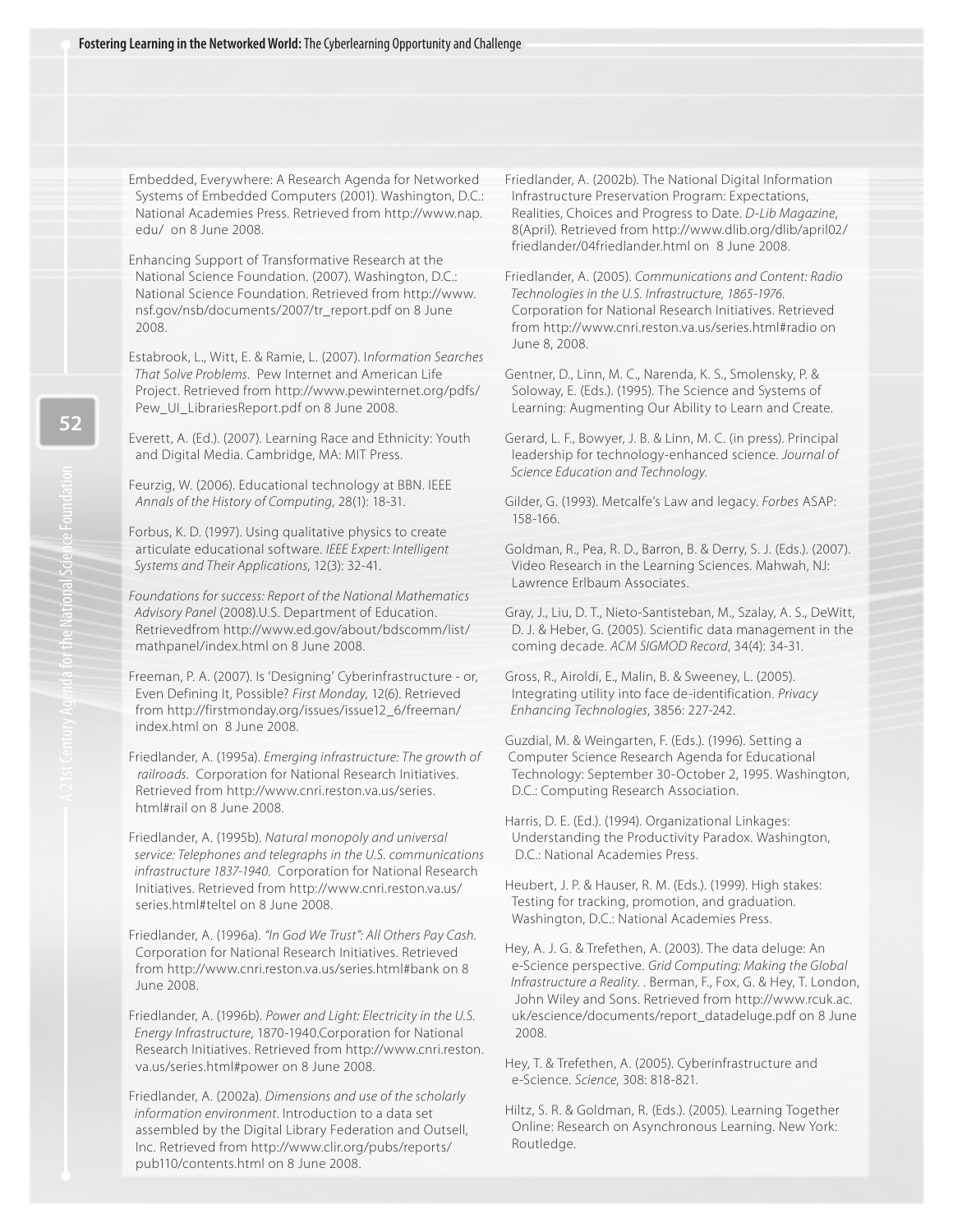Embedded, Everywhere: A Research Agenda for Networked Systems of Embedded Computers (2001). Washington, D.C.: National Academies Press. Retrieved from http://www.nap.edu/ on 8 June 2008.

Enhancing Support of Transformative Research at the National Science Foundation. (2007). Washington, D.C.: National Science Foundation. Retrieved from http://www.nsf.gov/nsb/documents/2007/tr_report.pdf on 8 June 2008.

Estabrook, L., Witt, E. & Ramie, L. (2007). I*nformation Searches That Solve Problems*. Pew Internet and American Life Project. Retrieved from http://www.pewinternet.org/pdfs/Pew_UI_LibrariesReport.pdf on 8 June 2008.

Everett, A. (Ed.). (2007). Learning Race and Ethnicity: Youth and Digital Media. Cambridge, MA: MIT Press.

Feurzig, W. (2006). Educational technology at BBN. IEEE *Annals of the History of Computing*, 28(1): 18-31.

Forbus, K. D. (1997). Using qualitative physics to create articulate educational software. *IEEE Expert: Intelligent Systems and Their Applications*, 12(3): 32-41.

*Foundations for success: Report of the National Mathematics Advisory Panel* (2008).U.S. Department of Education. Retrievedfrom http://www.ed.gov/about/bdscomm/list/mathpanel/index.html on 8 June 2008.

Freeman, P. A. (2007). Is 'Designing' Cyberinfrastructure - or, Even Defining It, Possible? *First Monday*, 12(6). Retrieved from http://firstmonday.org/issues/issue12_6/freeman/index.html on 8 June 2008.

Friedlander, A. (1995a). *Emerging infrastructure: The growth of railroads*. Corporation for National Research Initiatives. Retrieved from http://www.cnri.reston.va.us/series.html#rail on 8 June 2008.

Friedlander, A. (1995b). *Natural monopoly and universal service: Telephones and telegraphs in the U.S. communications infrastructure 1837-1940*. Corporation for National Research Initiatives. Retrieved from http://www.cnri.reston.va.us/series.html#teltel on 8 June 2008.

Friedlander, A. (1996a). *"In God We Trust": All Others Pay Cash.* Corporation for National Research Initiatives. Retrieved from http://www.cnri.reston.va.us/series.html#bank on 8 June 2008.

Friedlander, A. (1996b). *Power and Light: Electricity in the U.S. Energy Infrastructure*, 1870-1940.Corporation for National Research Initiatives. Retrieved from http://www.cnri.reston.va.us/series.html#power on 8 June 2008.

Friedlander, A. (2002a). *Dimensions and use of the scholarly information environment*. Introduction to a data set assembled by the Digital Library Federation and Outsell, Inc. Retrieved from http://www.clir.org/pubs/reports/pub110/contents.html on 8 June 2008.

Friedlander, A. (2002b). The National Digital Information Infrastructure Preservation Program: Expectations, Realities, Choices and Progress to Date. *D-Lib Magazine*, 8(April). Retrieved from http://www.dlib.org/dlib/april02/friedlander/04friedlander.html on 8 June 2008.

Friedlander, A. (2005). *Communications and Content: Radio Technologies in the U.S. Infrastructure, 1865-1976.* Corporation for National Research Initiatives. Retrieved from http://www.cnri.reston.va.us/series.html#radio on June 8, 2008.

Gentner, D., Linn, M. C., Narenda, K. S., Smolensky, P. & Soloway, E. (Eds.). (1995). The Science and Systems of Learning: Augmenting Our Ability to Learn and Create.

Gerard, L. F., Bowyer, J. B. & Linn, M. C. (in press). Principal leadership for technology-enhanced science. *Journal of Science Education and Technology.*

Gilder, G. (1993). Metcalfe's Law and legacy. *Forbes* ASAP: 158-166.

Goldman, R., Pea, R. D., Barron, B. & Derry, S. J. (Eds.). (2007). Video Research in the Learning Sciences. Mahwah, NJ: Lawrence Erlbaum Associates.

Gray, J., Liu, D. T., Nieto-Santisteban, M., Szalay, A. S., DeWitt, D. J. & Heber, G. (2005). Scientific data management in the coming decade. *ACM SIGMOD Record*, 34(4): 34-31.

Gross, R., Airoldi, E., Malin, B. & Sweeney, L. (2005). Integrating utility into face de-identification. *Privacy Enhancing Technologies*, 3856: 227-242.

Guzdial, M. & Weingarten, F. (Eds.). (1996). Setting a Computer Science Research Agenda for Educational Technology: September 30-October 2, 1995. Washington, D.C.: Computing Research Association.

Harris, D. E. (Ed.). (1994). Organizational Linkages: Understanding the Productivity Paradox. Washington, D.C.: National Academies Press.

Heubert, J. P. & Hauser, R. M. (Eds.). (1999). High stakes: Testing for tracking, promotion, and graduation. Washington, D.C.: National Academies Press.

Hey, A. J. G. & Trefethen, A. (2003). The data deluge: An e-Science perspective. *Grid Computing: Making the Global Infrastructure a Reality*. . Berman, F., Fox, G. & Hey, T. London, John Wiley and Sons. Retrieved from http://www.rcuk.ac.uk/escience/documents/report_datadeluge.pdf on 8 June 2008.

Hey, T. & Trefethen, A. (2005). Cyberinfrastructure and e-Science. *Science*, 308: 818-821.

Hiltz, S. R. & Goldman, R. (Eds.). (2005). Learning Together Online: Research on Asynchronous Learning. New York: Routledge.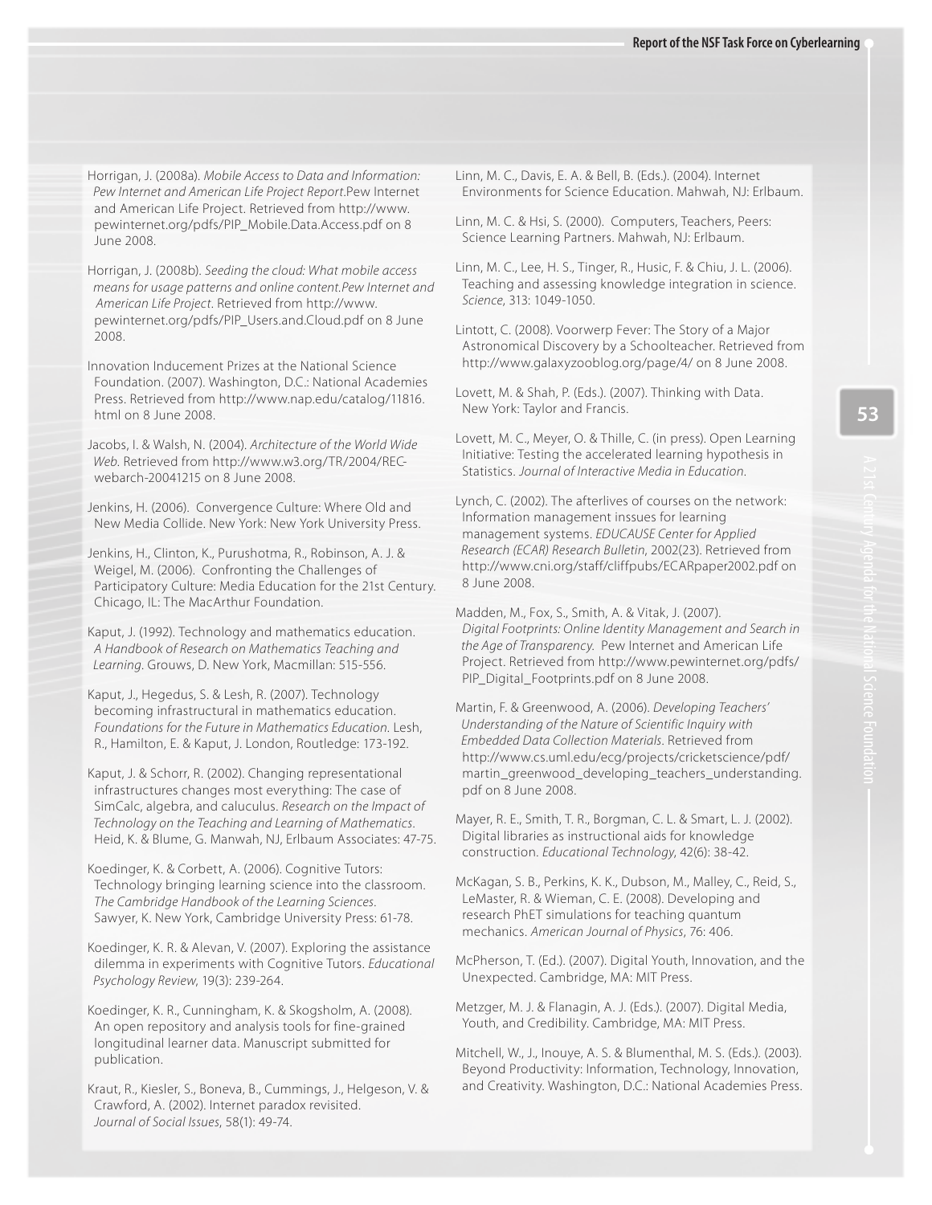Horrigan, J. (2008a). *Mobile Access to Data and Information: Pew Internet and American Life Project Report.*Pew Internet and American Life Project. Retrieved from http://www.pewinternet.org/pdfs/PIP_Mobile.Data.Access.pdf on 8 June 2008.

Horrigan, J. (2008b). *Seeding the cloud: What mobile access means for usage patterns and online content.Pew Internet and American Life Project*. Retrieved from http://www.pewinternet.org/pdfs/PIP_Users.and.Cloud.pdf on 8 June 2008.

Innovation Inducement Prizes at the National Science Foundation. (2007). Washington, D.C.: National Academies Press. Retrieved from http://www.nap.edu/catalog/11816.html on 8 June 2008.

Jacobs, I. & Walsh, N. (2004). *Architecture of the World Wide Web*. Retrieved from http://www.w3.org/TR/2004/REC-webarch-20041215 on 8 June 2008.

Jenkins, H. (2006). Convergence Culture: Where Old and New Media Collide. New York: New York University Press.

Jenkins, H., Clinton, K., Purushotma, R., Robinson, A. J. & Weigel, M. (2006). Confronting the Challenges of Participatory Culture: Media Education for the 21st Century. Chicago, IL: The MacArthur Foundation.

Kaput, J. (1992). Technology and mathematics education. *A Handbook of Research on Mathematics Teaching and Learning*. Grouws, D. New York, Macmillan: 515-556.

Kaput, J., Hegedus, S. & Lesh, R. (2007). Technology becoming infrastructural in mathematics education. *Foundations for the Future in Mathematics Education*. Lesh, R., Hamilton, E. & Kaput, J. London, Routledge: 173-192.

Kaput, J. & Schorr, R. (2002). Changing representational infrastructures changes most everything: The case of SimCalc, algebra, and caluculus. *Research on the Impact of Technology on the Teaching and Learning of Mathematics*. Heid, K. & Blume, G. Manwah, NJ, Erlbaum Associates: 47-75.

Koedinger, K. & Corbett, A. (2006). Cognitive Tutors: Technology bringing learning science into the classroom. *The Cambridge Handbook of the Learning Sciences*. Sawyer, K. New York, Cambridge University Press: 61-78.

Koedinger, K. R. & Alevan, V. (2007). Exploring the assistance dilemma in experiments with Cognitive Tutors. *Educational Psychology Review*, 19(3): 239-264.

Koedinger, K. R., Cunningham, K. & Skogsholm, A. (2008). An open repository and analysis tools for fine-grained longitudinal learner data. Manuscript submitted for publication.

Kraut, R., Kiesler, S., Boneva, B., Cummings, J., Helgeson, V. & Crawford, A. (2002). Internet paradox revisited. *Journal of Social Issues*, 58(1): 49-74.

Linn, M. C., Davis, E. A. & Bell, B. (Eds.). (2004). Internet Environments for Science Education. Mahwah, NJ: Erlbaum.

Linn, M. C. & Hsi, S. (2000). Computers, Teachers, Peers: Science Learning Partners. Mahwah, NJ: Erlbaum.

Linn, M. C., Lee, H. S., Tinger, R., Husic, F. & Chiu, J. L. (2006). Teaching and assessing knowledge integration in science. *Science*, 313: 1049-1050.

Lintott, C. (2008). Voorwerp Fever: The Story of a Major Astronomical Discovery by a Schoolteacher. Retrieved from http://www.galaxyzooblog.org/page/4/ on 8 June 2008.

Lovett, M. & Shah, P. (Eds.). (2007). Thinking with Data. New York: Taylor and Francis.

Lovett, M. C., Meyer, O. & Thille, C. (in press). Open Learning Initiative: Testing the accelerated learning hypothesis in Statistics. *Journal of Interactive Media in Education*.

Lynch, C. (2002). The afterlives of courses on the network: Information management inssues for learning management systems. *EDUCAUSE Center for Applied Research (ECAR) Research Bulletin*, 2002(23). Retrieved from http://www.cni.org/staff/cliffpubs/ECARpaper2002.pdf on 8 June 2008.

Madden, M., Fox, S., Smith, A. & Vitak, J. (2007). *Digital Footprints: Online Identity Management and Search in the Age of Transparency.* Pew Internet and American Life Project. Retrieved from http://www.pewinternet.org/pdfs/PIP_Digital_Footprints.pdf on 8 June 2008.

Martin, F. & Greenwood, A. (2006). *Developing Teachers' Understanding of the Nature of Scientific Inquiry with Embedded Data Collection Materials*. Retrieved from http://www.cs.uml.edu/ecg/projects/cricketscience/pdf/martin_greenwood_developing_teachers_understanding.pdf on 8 June 2008.

Mayer, R. E., Smith, T. R., Borgman, C. L. & Smart, L. J. (2002). Digital libraries as instructional aids for knowledge construction. *Educational Technology*, 42(6): 38-42.

McKagan, S. B., Perkins, K. K., Dubson, M., Malley, C., Reid, S., LeMaster, R. & Wieman, C. E. (2008). Developing and research PhET simulations for teaching quantum mechanics. *American Journal of Physics*, 76: 406.

McPherson, T. (Ed.). (2007). Digital Youth, Innovation, and the Unexpected. Cambridge, MA: MIT Press.

Metzger, M. J. & Flanagin, A. J. (Eds.). (2007). Digital Media, Youth, and Credibility. Cambridge, MA: MIT Press.

Mitchell, W., J., Inouye, A. S. & Blumenthal, M. S. (Eds.). (2003). Beyond Productivity: Information, Technology, Innovation, and Creativity. Washington, D.C.: National Academies Press.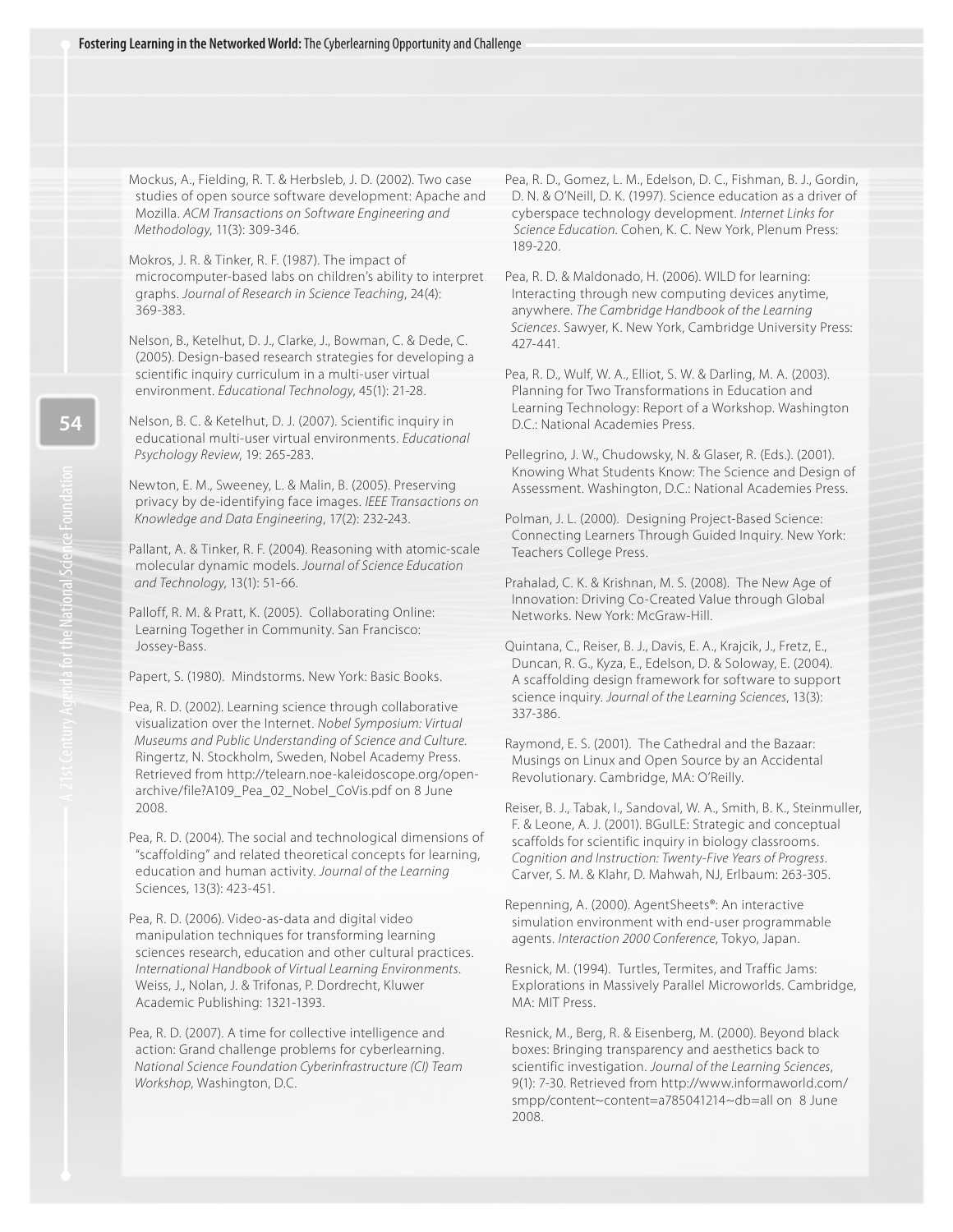Mockus, A., Fielding, R. T. & Herbsleb, J. D. (2002). Two case studies of open source software development: Apache and Mozilla. *ACM Transactions on Software Engineering and Methodology*, 11(3): 309-346.

Mokros, J. R. & Tinker, R. F. (1987). The impact of microcomputer-based labs on children's ability to interpret graphs. *Journal of Research in Science Teaching*, 24(4): 369-383.

Nelson, B., Ketelhut, D. J., Clarke, J., Bowman, C. & Dede, C. (2005). Design-based research strategies for developing a scientific inquiry curriculum in a multi-user virtual environment. *Educational Technology*, 45(1): 21-28.

Nelson, B. C. & Ketelhut, D. J. (2007). Scientific inquiry in educational multi-user virtual environments. *Educational Psychology Review*, 19: 265-283.

Newton, E. M., Sweeney, L. & Malin, B. (2005). Preserving privacy by de-identifying face images. *IEEE Transactions on Knowledge and Data Engineering*, 17(2): 232-243.

Pallant, A. & Tinker, R. F. (2004). Reasoning with atomic-scale molecular dynamic models. *Journal of Science Education and Technology*, 13(1): 51-66.

Palloff, R. M. & Pratt, K. (2005). Collaborating Online: Learning Together in Community. San Francisco: Jossey-Bass.

Papert, S. (1980). Mindstorms. New York: Basic Books.

Pea, R. D. (2002). Learning science through collaborative visualization over the Internet. *Nobel Symposium: Virtual Museums and Public Understanding of Science and Culture*. Ringertz, N. Stockholm, Sweden, Nobel Academy Press. Retrieved from http://telearn.noe-kaleidoscope.org/open-archive/file?A109_Pea_02_Nobel_CoVis.pdf on 8 June 2008.

Pea, R. D. (2004). The social and technological dimensions of "scaffolding" and related theoretical concepts for learning, education and human activity. *Journal of the Learning* Sciences, 13(3): 423-451.

Pea, R. D. (2006). Video-as-data and digital video manipulation techniques for transforming learning sciences research, education and other cultural practices. *International Handbook of Virtual Learning Environments*. Weiss, J., Nolan, J. & Trifonas, P. Dordrecht, Kluwer Academic Publishing: 1321-1393.

Pea, R. D. (2007). A time for collective intelligence and action: Grand challenge problems for cyberlearning. *National Science Foundation Cyberinfrastructure (CI) Team Workshop*, Washington, D.C.

Pea, R. D., Gomez, L. M., Edelson, D. C., Fishman, B. J., Gordin, D. N. & O'Neill, D. K. (1997). Science education as a driver of cyberspace technology development. *Internet Links for Science Education.* Cohen, K. C. New York, Plenum Press: 189-220.

Pea, R. D. & Maldonado, H. (2006). WILD for learning: Interacting through new computing devices anytime, anywhere. *The Cambridge Handbook of the Learning Sciences*. Sawyer, K. New York, Cambridge University Press: 427-441.

Pea, R. D., Wulf, W. A., Elliot, S. W. & Darling, M. A. (2003). Planning for Two Transformations in Education and Learning Technology: Report of a Workshop. Washington D.C.: National Academies Press.

Pellegrino, J. W., Chudowsky, N. & Glaser, R. (Eds.). (2001). Knowing What Students Know: The Science and Design of Assessment. Washington, D.C.: National Academies Press.

Polman, J. L. (2000). Designing Project-Based Science: Connecting Learners Through Guided Inquiry. New York: Teachers College Press.

Prahalad, C. K. & Krishnan, M. S. (2008). The New Age of Innovation: Driving Co-Created Value through Global Networks. New York: McGraw-Hill.

Quintana, C., Reiser, B. J., Davis, E. A., Krajcik, J., Fretz, E., Duncan, R. G., Kyza, E., Edelson, D. & Soloway, E. (2004). A scaffolding design framework for software to support science inquiry. *Journal of the Learning Sciences*, 13(3): 337-386.

Raymond, E. S. (2001). The Cathedral and the Bazaar: Musings on Linux and Open Source by an Accidental Revolutionary. Cambridge, MA: O'Reilly.

Reiser, B. J., Tabak, I., Sandoval, W. A., Smith, B. K., Steinmuller, F. & Leone, A. J. (2001). BGuILE: Strategic and conceptual scaffolds for scientific inquiry in biology classrooms. *Cognition and Instruction: Twenty-Five Years of Progress*. Carver, S. M. & Klahr, D. Mahwah, NJ, Erlbaum: 263-305.

Repenning, A. (2000). AgentSheets®: An interactive simulation environment with end-user programmable agents. *Interaction 2000 Conference*, Tokyo, Japan.

Resnick, M. (1994). Turtles, Termites, and Traffic Jams: Explorations in Massively Parallel Microworlds. Cambridge, MA: MIT Press.

Resnick, M., Berg, R. & Eisenberg, M. (2000). Beyond black boxes: Bringing transparency and aesthetics back to scientific investigation. *Journal of the Learning Sciences*, 9(1): 7-30. Retrieved from http://www.informaworld.com/smpp/content~content=a785041214~db=all on 8 June 2008.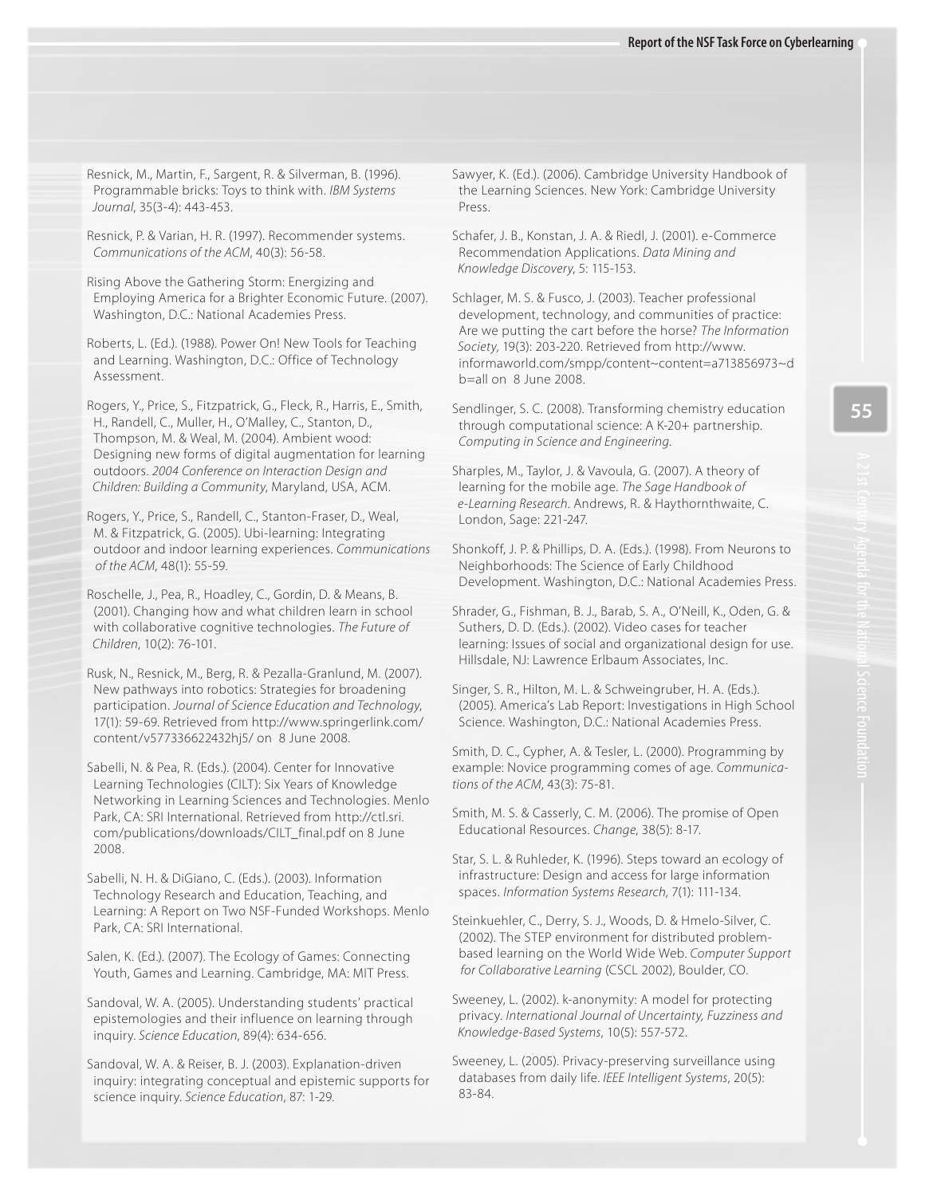Resnick, M., Martin, F., Sargent, R. & Silverman, B. (1996). Programmable bricks: Toys to think with. *IBM Systems Journal*, 35(3-4): 443-453.

Resnick, P. & Varian, H. R. (1997). Recommender systems. *Communications of the ACM*, 40(3): 56-58.

Rising Above the Gathering Storm: Energizing and Employing America for a Brighter Economic Future. (2007). Washington, D.C.: National Academies Press.

Roberts, L. (Ed.). (1988). Power On! New Tools for Teaching and Learning. Washington, D.C.: Office of Technology Assessment.

Rogers, Y., Price, S., Fitzpatrick, G., Fleck, R., Harris, E., Smith, H., Randell, C., Muller, H., O'Malley, C., Stanton, D., Thompson, M. & Weal, M. (2004). Ambient wood: Designing new forms of digital augmentation for learning outdoors. *2004 Conference on Interaction Design and Children: Building a Community*, Maryland, USA, ACM.

Rogers, Y., Price, S., Randell, C., Stanton-Fraser, D., Weal, M. & Fitzpatrick, G. (2005). Ubi-learning: Integrating outdoor and indoor learning experiences. *Communications of the ACM*, 48(1): 55-59.

Roschelle, J., Pea, R., Hoadley, C., Gordin, D. & Means, B. (2001). Changing how and what children learn in school with collaborative cognitive technologies. *The Future of Children*, 10(2): 76-101.

Rusk, N., Resnick, M., Berg, R. & Pezalla-Granlund, M. (2007). New pathways into robotics: Strategies for broadening participation. *Journal of Science Education and Technology*, 17(1): 59-69. Retrieved from http://www.springerlink.com/content/v577336622432hj5/ on 8 June 2008.

Sabelli, N. & Pea, R. (Eds.). (2004). Center for Innovative Learning Technologies (CILT): Six Years of Knowledge Networking in Learning Sciences and Technologies. Menlo Park, CA: SRI International. Retrieved from http://ctl.sri.com/publications/downloads/CILT_final.pdf on 8 June 2008.

Sabelli, N. H. & DiGiano, C. (Eds.). (2003). Information Technology Research and Education, Teaching, and Learning: A Report on Two NSF-Funded Workshops. Menlo Park, CA: SRI International.

Salen, K. (Ed.). (2007). The Ecology of Games: Connecting Youth, Games and Learning. Cambridge, MA: MIT Press.

Sandoval, W. A. (2005). Understanding students' practical epistemologies and their influence on learning through inquiry. *Science Education*, 89(4): 634-656.

Sandoval, W. A. & Reiser, B. J. (2003). Explanation-driven inquiry: integrating conceptual and epistemic supports for science inquiry. *Science Education*, 87: 1-29.

Sawyer, K. (Ed.). (2006). Cambridge University Handbook of the Learning Sciences. New York: Cambridge University Press.

Schafer, J. B., Konstan, J. A. & Riedl, J. (2001). e-Commerce Recommendation Applications. *Data Mining and Knowledge Discovery*, 5: 115-153.

Schlager, M. S. & Fusco, J. (2003). Teacher professional development, technology, and communities of practice: Are we putting the cart before the horse? *The Information Society*, 19(3): 203-220. Retrieved from http://www.informaworld.com/smpp/content~content=a713856973~db=all on 8 June 2008.

Sendlinger, S. C. (2008). Transforming chemistry education through computational science: A K-20+ partnership. *Computing in Science and Engineering*.

Sharples, M., Taylor, J. & Vavoula, G. (2007). A theory of learning for the mobile age. *The Sage Handbook of e-Learning Research*. Andrews, R. & Haythornthwaite, C. London, Sage: 221-247.

Shonkoff, J. P. & Phillips, D. A. (Eds.). (1998). From Neurons to Neighborhoods: The Science of Early Childhood Development. Washington, D.C.: National Academies Press.

Shrader, G., Fishman, B. J., Barab, S. A., O'Neill, K., Oden, G. & Suthers, D. D. (Eds.). (2002). Video cases for teacher learning: Issues of social and organizational design for use. Hillsdale, NJ: Lawrence Erlbaum Associates, Inc.

Singer, S. R., Hilton, M. L. & Schweingruber, H. A. (Eds.). (2005). America's Lab Report: Investigations in High School Science. Washington, D.C.: National Academies Press.

Smith, D. C., Cypher, A. & Tesler, L. (2000). Programming by example: Novice programming comes of age. *Communications of the ACM*, 43(3): 75-81.

Smith, M. S. & Casserly, C. M. (2006). The promise of Open Educational Resources. *Change*, 38(5): 8-17.

Star, S. L. & Ruhleder, K. (1996). Steps toward an ecology of infrastructure: Design and access for large information spaces. *Information Systems Research*, 7(1): 111-134.

Steinkuehler, C., Derry, S. J., Woods, D. & Hmelo-Silver, C. (2002). The STEP environment for distributed problem-based learning on the World Wide Web. *Computer Support for Collaborative Learning* (CSCL 2002), Boulder, CO.

Sweeney, L. (2002). k-anonymity: A model for protecting privacy. *International Journal of Uncertainty, Fuzziness and Knowledge-Based Systems*, 10(5): 557-572.

Sweeney, L. (2005). Privacy-preserving surveillance using databases from daily life. *IEEE Intelligent Systems*, 20(5): 83-84.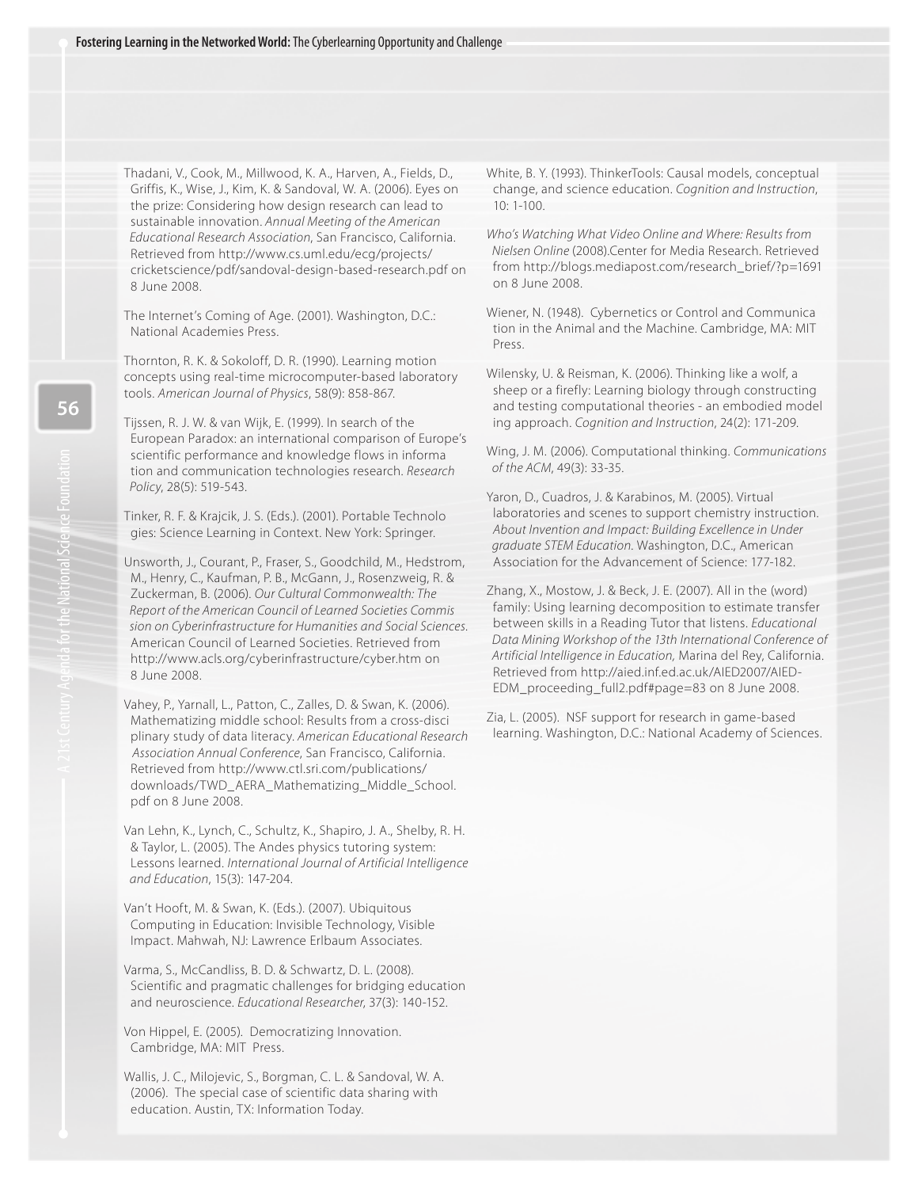Thadani, V., Cook, M., Millwood, K. A., Harven, A., Fields, D., Griffis, K., Wise, J., Kim, K. & Sandoval, W. A. (2006). Eyes on the prize: Considering how design research can lead to sustainable innovation. *Annual Meeting of the American Educational Research Association*, San Francisco, California. Retrieved from http://www.cs.uml.edu/ecg/projects/cricketscience/pdf/sandoval-design-based-research.pdf on 8 June 2008.

The Internet's Coming of Age. (2001). Washington, D.C.: National Academies Press.

Thornton, R. K. & Sokoloff, D. R. (1990). Learning motion concepts using real-time microcomputer-based laboratory tools. *American Journal of Physics*, 58(9): 858-867.

Tijssen, R. J. W. & van Wijk, E. (1999). In search of the European Paradox: an international comparison of Europe's scientific performance and knowledge flows in information and communication technologies research. *Research Policy*, 28(5): 519-543.

Tinker, R. F. & Krajcik, J. S. (Eds.). (2001). Portable Technologies: Science Learning in Context. New York: Springer.

Unsworth, J., Courant, P., Fraser, S., Goodchild, M., Hedstrom, M., Henry, C., Kaufman, P. B., McGann, J., Rosenzweig, R. & Zuckerman, B. (2006). *Our Cultural Commonwealth: The Report of the American Council of Learned Societies Commission on Cyberinfrastructure for Humanities and Social Sciences.* American Council of Learned Societies. Retrieved from http://www.acls.org/cyberinfrastructure/cyber.htm on 8 June 2008.

Vahey, P., Yarnall, L., Patton, C., Zalles, D. & Swan, K. (2006). Mathematizing middle school: Results from a cross-disciplinary study of data literacy. *American Educational Research Association Annual Conference*, San Francisco, California. Retrieved from http://www.ctl.sri.com/publications/downloads/TWD_AERA_Mathematizing_Middle_School.pdf on 8 June 2008.

Van Lehn, K., Lynch, C., Schultz, K., Shapiro, J. A., Shelby, R. H. & Taylor, L. (2005). The Andes physics tutoring system: Lessons learned. *International Journal of Artificial Intelligence and Education*, 15(3): 147-204.

Van't Hooft, M. & Swan, K. (Eds.). (2007). Ubiquitous Computing in Education: Invisible Technology, Visible Impact. Mahwah, NJ: Lawrence Erlbaum Associates.

Varma, S., McCandliss, B. D. & Schwartz, D. L. (2008). Scientific and pragmatic challenges for bridging education and neuroscience. *Educational Researcher*, 37(3): 140-152.

Von Hippel, E. (2005). Democratizing Innovation. Cambridge, MA: MIT Press.

Wallis, J. C., Milojevic, S., Borgman, C. L. & Sandoval, W. A. (2006). The special case of scientific data sharing with education. Austin, TX: Information Today.

White, B. Y. (1993). ThinkerTools: Causal models, conceptual change, and science education. *Cognition and Instruction*, 10: 1-100.

*Who's Watching What Video Online and Where: Results from Nielsen Online* (2008).Center for Media Research. Retrieved from http://blogs.mediapost.com/research_brief/?p=1691 on 8 June 2008.

Wiener, N. (1948). Cybernetics or Control and Communication in the Animal and the Machine. Cambridge, MA: MIT Press.

Wilensky, U. & Reisman, K. (2006). Thinking like a wolf, a sheep or a firefly: Learning biology through constructing and testing computational theories - an embodied modeling approach. *Cognition and Instruction*, 24(2): 171-209.

Wing, J. M. (2006). Computational thinking. *Communications of the ACM*, 49(3): 33-35.

Yaron, D., Cuadros, J. & Karabinos, M. (2005). Virtual laboratories and scenes to support chemistry instruction. *About Invention and Impact: Building Excellence in Undergraduate STEM Education.* Washington, D.C., American Association for the Advancement of Science: 177-182.

Zhang, X., Mostow, J. & Beck, J. E. (2007). All in the (word) family: Using learning decomposition to estimate transfer between skills in a Reading Tutor that listens. *Educational Data Mining Workshop of the 13th International Conference of Artificial Intelligence in Education,* Marina del Rey, California. Retrieved from http://aied.inf.ed.ac.uk/AIED2007/AIED-EDM_proceeding_full2.pdf#page=83 on 8 June 2008.

Zia, L. (2005). NSF support for research in game-based learning. Washington, D.C.: National Academy of Sciences.